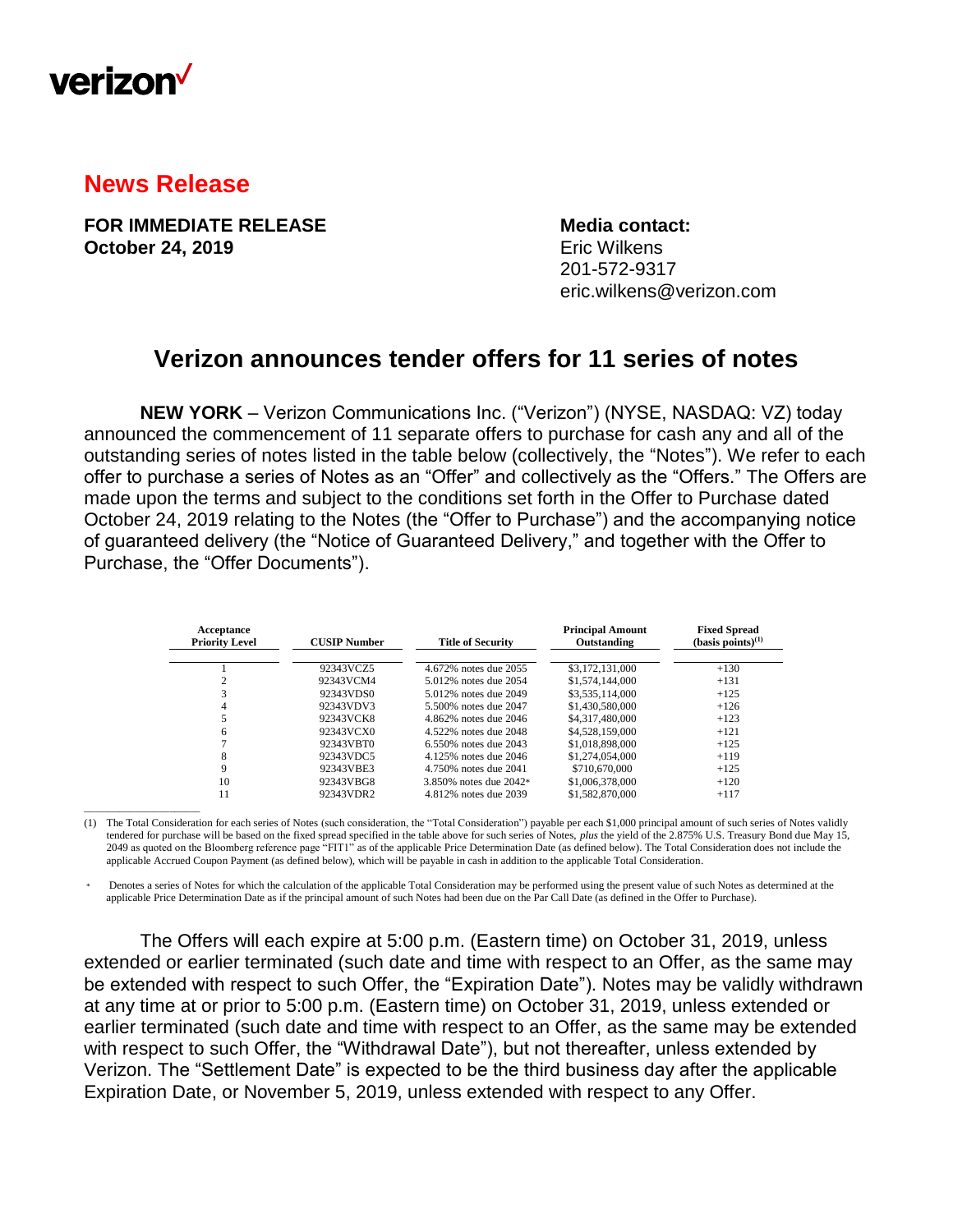verizon

## News Release

**FOR IMMEDIATE RELEASE**
**October 24, 2019**

**Media contact:**
Eric Wilkens
201-572-9317
eric.wilkens@verizon.com

# Verizon announces tender offers for 11 series of notes

**NEW YORK** – Verizon Communications Inc. ("Verizon") (NYSE, NASDAQ: VZ) today announced the commencement of 11 separate offers to purchase for cash any and all of the outstanding series of notes listed in the table below (collectively, the "Notes"). We refer to each offer to purchase a series of Notes as an "Offer" and collectively as the "Offers." The Offers are made upon the terms and subject to the conditions set forth in the Offer to Purchase dated October 24, 2019 relating to the Notes (the "Offer to Purchase") and the accompanying notice of guaranteed delivery (the "Notice of Guaranteed Delivery," and together with the Offer to Purchase, the "Offer Documents").

| Acceptance Priority Level | CUSIP Number | Title of Security | Principal Amount Outstanding | Fixed Spread (basis points)[(1)] |
|---|---|---|---|---|
| 1 | 92343VCZ5 | 4.672% notes due 2055 | $3,172,131,000 | +130 |
| 2 | 92343VCM4 | 5.012% notes due 2054 | $1,574,144,000 | +131 |
| 3 | 92343VDS0 | 5.012% notes due 2049 | $3,535,114,000 | +125 |
| 4 | 92343VDV3 | 5.500% notes due 2047 | $1,430,580,000 | +126 |
| 5 | 92343VCK8 | 4.862% notes due 2046 | $4,317,480,000 | +123 |
| 6 | 92343VCX0 | 4.522% notes due 2048 | $4,528,159,000 | +121 |
| 7 | 92343VBT0 | 6.550% notes due 2043 | $1,018,898,000 | +125 |
| 8 | 92343VDC5 | 4.125% notes due 2046 | $1,274,054,000 | +119 |
| 9 | 92343VBE3 | 4.750% notes due 2041 | $710,670,000 | +125 |
| 10 | 92343VBG8 | 3.850% notes due 2042* | $1,006,378,000 | +120 |
| 11 | 92343VDR2 | 4.812% notes due 2039 | $1,582,870,000 | +117 |

(1) The Total Consideration for each series of Notes (such consideration, the "Total Consideration") payable per each $1,000 principal amount of such series of Notes validly tendered for purchase will be based on the fixed spread specified in the table above for such series of Notes, *plus* the yield of the 2.875% U.S. Treasury Bond due May 15, 2049 as quoted on the Bloomberg reference page "FIT1" as of the applicable Price Determination Date (as defined below). The Total Consideration does not include the applicable Accrued Coupon Payment (as defined below), which will be payable in cash in addition to the applicable Total Consideration.

\* Denotes a series of Notes for which the calculation of the applicable Total Consideration may be performed using the present value of such Notes as determined at the applicable Price Determination Date as if the principal amount of such Notes had been due on the Par Call Date (as defined in the Offer to Purchase).

The Offers will each expire at 5:00 p.m. (Eastern time) on October 31, 2019, unless extended or earlier terminated (such date and time with respect to an Offer, as the same may be extended with respect to such Offer, the "Expiration Date"). Notes may be validly withdrawn at any time at or prior to 5:00 p.m. (Eastern time) on October 31, 2019, unless extended or earlier terminated (such date and time with respect to an Offer, as the same may be extended with respect to such Offer, the "Withdrawal Date"), but not thereafter, unless extended by Verizon. The "Settlement Date" is expected to be the third business day after the applicable Expiration Date, or November 5, 2019, unless extended with respect to any Offer.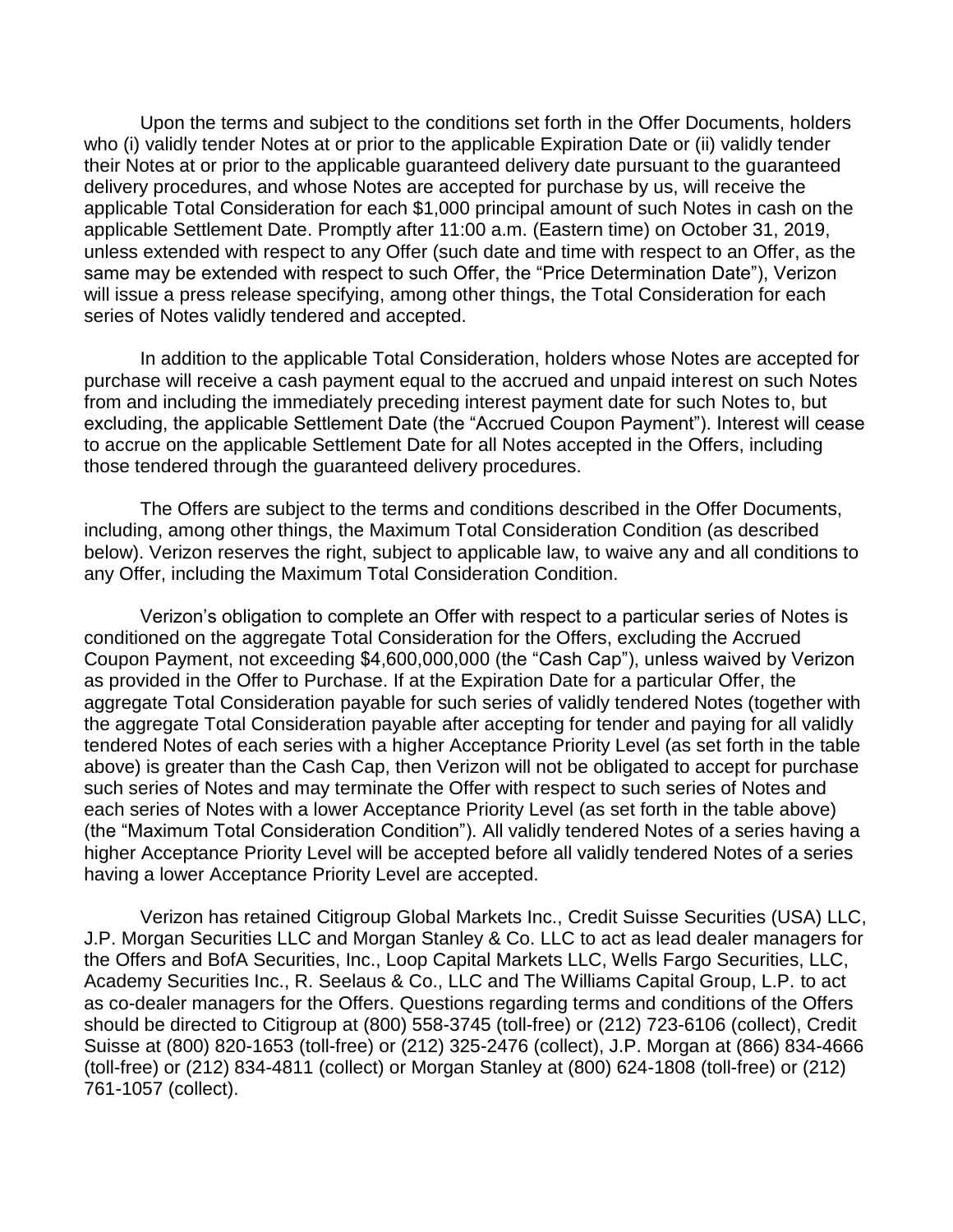Upon the terms and subject to the conditions set forth in the Offer Documents, holders who (i) validly tender Notes at or prior to the applicable Expiration Date or (ii) validly tender their Notes at or prior to the applicable guaranteed delivery date pursuant to the guaranteed delivery procedures, and whose Notes are accepted for purchase by us, will receive the applicable Total Consideration for each $1,000 principal amount of such Notes in cash on the applicable Settlement Date. Promptly after 11:00 a.m. (Eastern time) on October 31, 2019, unless extended with respect to any Offer (such date and time with respect to an Offer, as the same may be extended with respect to such Offer, the "Price Determination Date"), Verizon will issue a press release specifying, among other things, the Total Consideration for each series of Notes validly tendered and accepted.

In addition to the applicable Total Consideration, holders whose Notes are accepted for purchase will receive a cash payment equal to the accrued and unpaid interest on such Notes from and including the immediately preceding interest payment date for such Notes to, but excluding, the applicable Settlement Date (the "Accrued Coupon Payment"). Interest will cease to accrue on the applicable Settlement Date for all Notes accepted in the Offers, including those tendered through the guaranteed delivery procedures.

The Offers are subject to the terms and conditions described in the Offer Documents, including, among other things, the Maximum Total Consideration Condition (as described below). Verizon reserves the right, subject to applicable law, to waive any and all conditions to any Offer, including the Maximum Total Consideration Condition.

Verizon's obligation to complete an Offer with respect to a particular series of Notes is conditioned on the aggregate Total Consideration for the Offers, excluding the Accrued Coupon Payment, not exceeding $4,600,000,000 (the "Cash Cap"), unless waived by Verizon as provided in the Offer to Purchase. If at the Expiration Date for a particular Offer, the aggregate Total Consideration payable for such series of validly tendered Notes (together with the aggregate Total Consideration payable after accepting for tender and paying for all validly tendered Notes of each series with a higher Acceptance Priority Level (as set forth in the table above) is greater than the Cash Cap, then Verizon will not be obligated to accept for purchase such series of Notes and may terminate the Offer with respect to such series of Notes and each series of Notes with a lower Acceptance Priority Level (as set forth in the table above) (the "Maximum Total Consideration Condition"). All validly tendered Notes of a series having a higher Acceptance Priority Level will be accepted before all validly tendered Notes of a series having a lower Acceptance Priority Level are accepted.

Verizon has retained Citigroup Global Markets Inc., Credit Suisse Securities (USA) LLC, J.P. Morgan Securities LLC and Morgan Stanley & Co. LLC to act as lead dealer managers for the Offers and BofA Securities, Inc., Loop Capital Markets LLC, Wells Fargo Securities, LLC, Academy Securities Inc., R. Seelaus & Co., LLC and The Williams Capital Group, L.P. to act as co-dealer managers for the Offers. Questions regarding terms and conditions of the Offers should be directed to Citigroup at (800) 558-3745 (toll-free) or (212) 723-6106 (collect), Credit Suisse at (800) 820-1653 (toll-free) or (212) 325-2476 (collect), J.P. Morgan at (866) 834-4666 (toll-free) or (212) 834-4811 (collect) or Morgan Stanley at (800) 624-1808 (toll-free) or (212) 761-1057 (collect).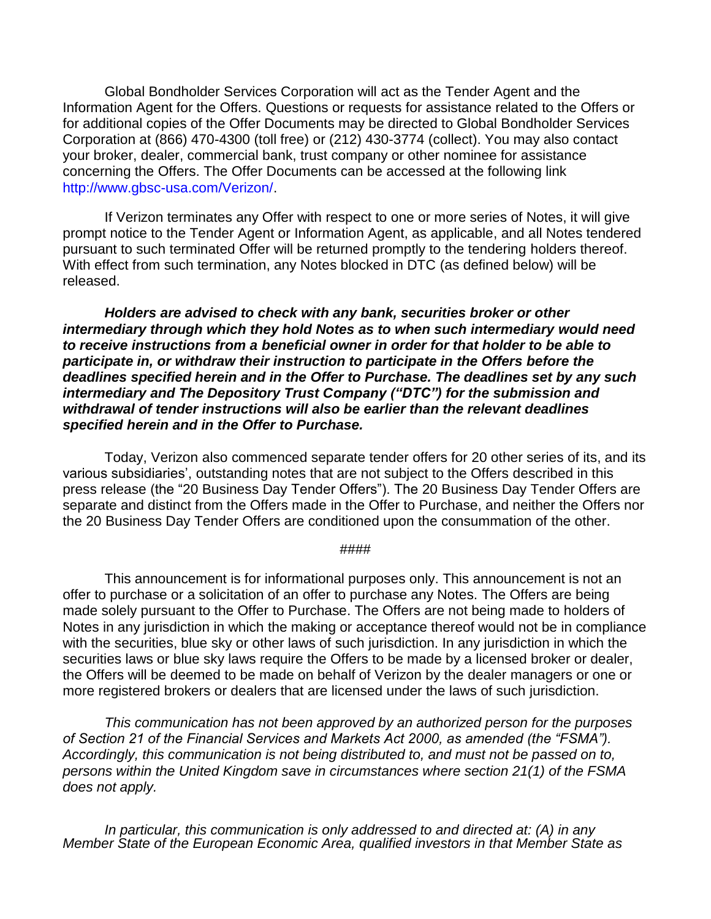Global Bondholder Services Corporation will act as the Tender Agent and the Information Agent for the Offers. Questions or requests for assistance related to the Offers or for additional copies of the Offer Documents may be directed to Global Bondholder Services Corporation at (866) 470-4300 (toll free) or (212) 430-3774 (collect). You may also contact your broker, dealer, commercial bank, trust company or other nominee for assistance concerning the Offers. The Offer Documents can be accessed at the following link http://www.gbsc-usa.com/Verizon/.

If Verizon terminates any Offer with respect to one or more series of Notes, it will give prompt notice to the Tender Agent or Information Agent, as applicable, and all Notes tendered pursuant to such terminated Offer will be returned promptly to the tendering holders thereof. With effect from such termination, any Notes blocked in DTC (as defined below) will be released.

***Holders are advised to check with any bank, securities broker or other intermediary through which they hold Notes as to when such intermediary would need to receive instructions from a beneficial owner in order for that holder to be able to participate in, or withdraw their instruction to participate in the Offers before the deadlines specified herein and in the Offer to Purchase. The deadlines set by any such intermediary and The Depository Trust Company ("DTC") for the submission and withdrawal of tender instructions will also be earlier than the relevant deadlines specified herein and in the Offer to Purchase.***

Today, Verizon also commenced separate tender offers for 20 other series of its, and its various subsidiaries', outstanding notes that are not subject to the Offers described in this press release (the "20 Business Day Tender Offers"). The 20 Business Day Tender Offers are separate and distinct from the Offers made in the Offer to Purchase, and neither the Offers nor the 20 Business Day Tender Offers are conditioned upon the consummation of the other.

####

This announcement is for informational purposes only. This announcement is not an offer to purchase or a solicitation of an offer to purchase any Notes. The Offers are being made solely pursuant to the Offer to Purchase. The Offers are not being made to holders of Notes in any jurisdiction in which the making or acceptance thereof would not be in compliance with the securities, blue sky or other laws of such jurisdiction. In any jurisdiction in which the securities laws or blue sky laws require the Offers to be made by a licensed broker or dealer, the Offers will be deemed to be made on behalf of Verizon by the dealer managers or one or more registered brokers or dealers that are licensed under the laws of such jurisdiction.

*This communication has not been approved by an authorized person for the purposes of Section 21 of the Financial Services and Markets Act 2000, as amended (the "FSMA"). Accordingly, this communication is not being distributed to, and must not be passed on to, persons within the United Kingdom save in circumstances where section 21(1) of the FSMA does not apply.*

*In particular, this communication is only addressed to and directed at: (A) in any Member State of the European Economic Area, qualified investors in that Member State as*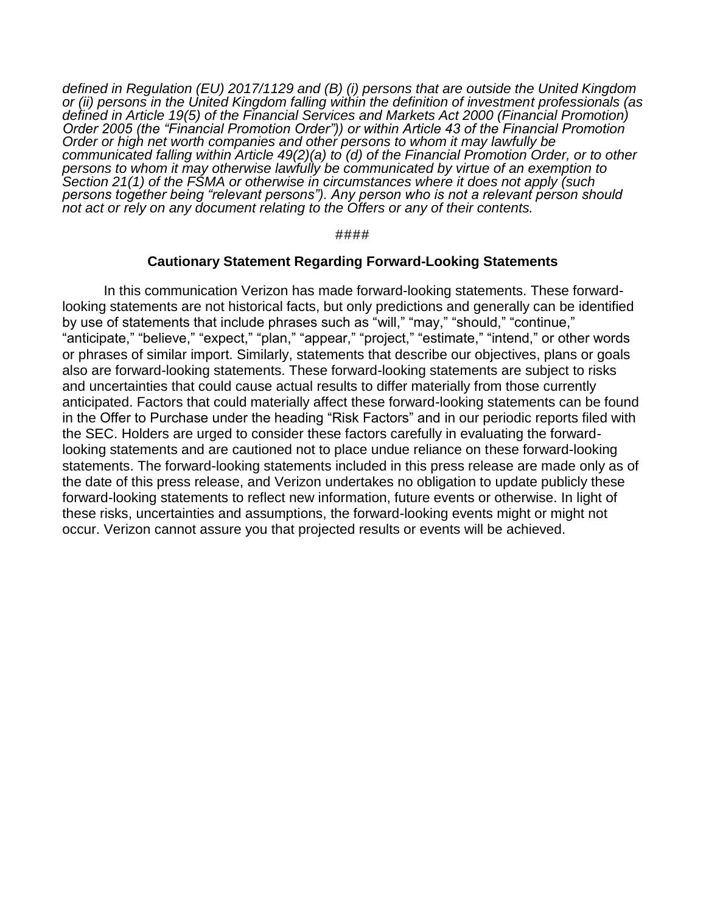*defined in Regulation (EU) 2017/1129 and (B) (i) persons that are outside the United Kingdom or (ii) persons in the United Kingdom falling within the definition of investment professionals (as defined in Article 19(5) of the Financial Services and Markets Act 2000 (Financial Promotion) Order 2005 (the "Financial Promotion Order")) or within Article 43 of the Financial Promotion Order or high net worth companies and other persons to whom it may lawfully be communicated falling within Article 49(2)(a) to (d) of the Financial Promotion Order, or to other persons to whom it may otherwise lawfully be communicated by virtue of an exemption to Section 21(1) of the FSMA or otherwise in circumstances where it does not apply (such persons together being "relevant persons"). Any person who is not a relevant person should not act or rely on any document relating to the Offers or any of their contents.*

####

**Cautionary Statement Regarding Forward-Looking Statements**

In this communication Verizon has made forward-looking statements. These forward-looking statements are not historical facts, but only predictions and generally can be identified by use of statements that include phrases such as "will," "may," "should," "continue," "anticipate," "believe," "expect," "plan," "appear," "project," "estimate," "intend," or other words or phrases of similar import. Similarly, statements that describe our objectives, plans or goals also are forward-looking statements. These forward-looking statements are subject to risks and uncertainties that could cause actual results to differ materially from those currently anticipated. Factors that could materially affect these forward-looking statements can be found in the Offer to Purchase under the heading "Risk Factors" and in our periodic reports filed with the SEC. Holders are urged to consider these factors carefully in evaluating the forward-looking statements and are cautioned not to place undue reliance on these forward-looking statements. The forward-looking statements included in this press release are made only as of the date of this press release, and Verizon undertakes no obligation to update publicly these forward-looking statements to reflect new information, future events or otherwise. In light of these risks, uncertainties and assumptions, the forward-looking events might or might not occur. Verizon cannot assure you that projected results or events will be achieved.